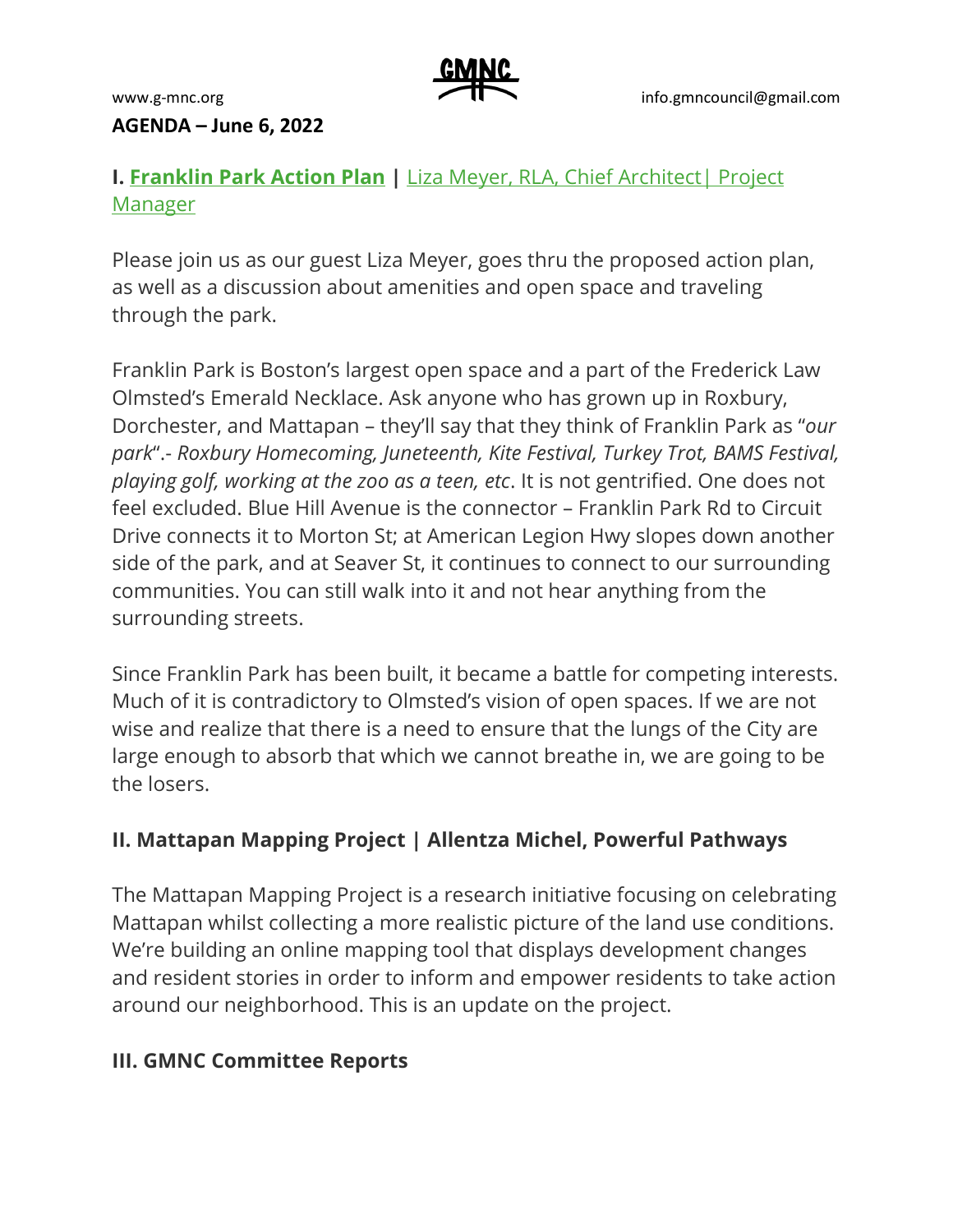www.g-mnc.org

GMNC

info.gmncouncil@gmail.com

**AGENDA – June 6, 2022**

## I. Franklin Park Action Plan | Liza Meyer, RLA, Chief Architect| Project Manager

Please join us as our guest Liza Meyer, goes thru the proposed action plan, as well as a discussion about amenities and open space and traveling through the park.

Franklin Park is Boston's largest open space and a part of the Frederick Law Olmsted's Emerald Necklace. Ask anyone who has grown up in Roxbury, Dorchester, and Mattapan – they'll say that they think of Franklin Park as "*our park*".- *Roxbury Homecoming, Juneteenth, Kite Festival, Turkey Trot, BAMS Festival, playing golf, working at the zoo as a teen, etc*. It is not gentrified. One does not feel excluded. Blue Hill Avenue is the connector – Franklin Park Rd to Circuit Drive connects it to Morton St; at American Legion Hwy slopes down another side of the park, and at Seaver St, it continues to connect to our surrounding communities. You can still walk into it and not hear anything from the surrounding streets.

Since Franklin Park has been built, it became a battle for competing interests. Much of it is contradictory to Olmsted's vision of open spaces. If we are not wise and realize that there is a need to ensure that the lungs of the City are large enough to absorb that which we cannot breathe in, we are going to be the losers.

## II. Mattapan Mapping Project | Allentza Michel, Powerful Pathways

The Mattapan Mapping Project is a research initiative focusing on celebrating Mattapan whilst collecting a more realistic picture of the land use conditions. We're building an online mapping tool that displays development changes and resident stories in order to inform and empower residents to take action around our neighborhood. This is an update on the project.

## III. GMNC Committee Reports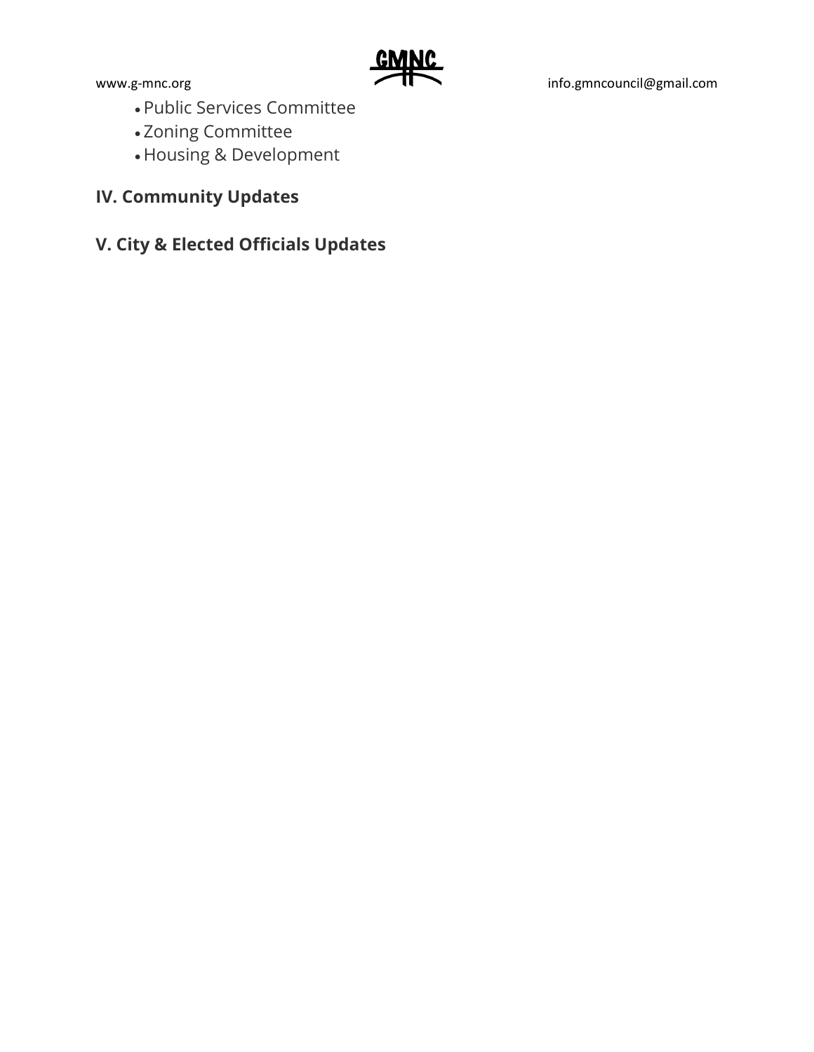- Public Services Committee
- Zoning Committee
- Housing & Development

## IV. Community Updates

## V. City & Elected Officials Updates